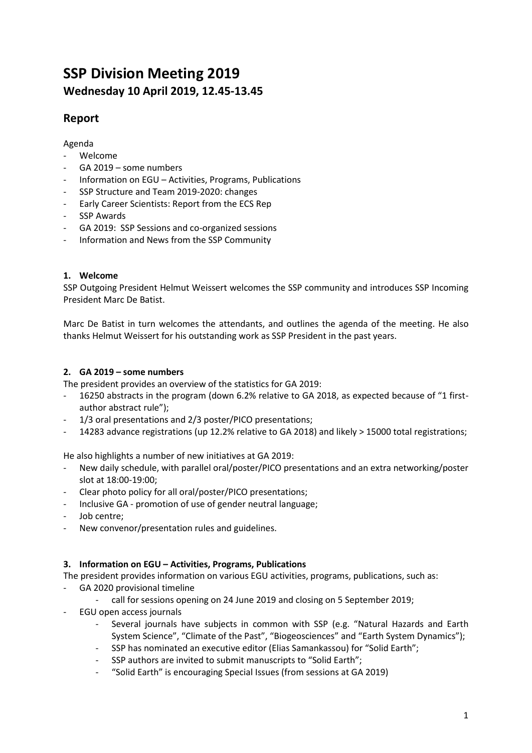# SSP Division Meeting 2019

## Wednesday 10 April 2019, 12.45-13.45

## Report

Agenda
- Welcome
- GA 2019 – some numbers
- Information on EGU – Activities, Programs, Publications
- SSP Structure and Team 2019-2020: changes
- Early Career Scientists: Report from the ECS Rep
- SSP Awards
- GA 2019: SSP Sessions and co-organized sessions
- Information and News from the SSP Community

### 1. Welcome

SSP Outgoing President Helmut Weissert welcomes the SSP community and introduces SSP Incoming President Marc De Batist.

Marc De Batist in turn welcomes the attendants, and outlines the agenda of the meeting. He also thanks Helmut Weissert for his outstanding work as SSP President in the past years.

### 2. GA 2019 – some numbers

The president provides an overview of the statistics for GA 2019:
- 16250 abstracts in the program (down 6.2% relative to GA 2018, as expected because of "1 first-author abstract rule");
- 1/3 oral presentations and 2/3 poster/PICO presentations;
- 14283 advance registrations (up 12.2% relative to GA 2018) and likely > 15000 total registrations;

He also highlights a number of new initiatives at GA 2019:
- New daily schedule, with parallel oral/poster/PICO presentations and an extra networking/poster slot at 18:00-19:00;
- Clear photo policy for all oral/poster/PICO presentations;
- Inclusive GA - promotion of use of gender neutral language;
- Job centre;
- New convenor/presentation rules and guidelines.

### 3. Information on EGU – Activities, Programs, Publications

The president provides information on various EGU activities, programs, publications, such as:
- GA 2020 provisional timeline
  - call for sessions opening on 24 June 2019 and closing on 5 September 2019;
- EGU open access journals
  - Several journals have subjects in common with SSP (e.g. "Natural Hazards and Earth System Science", "Climate of the Past", "Biogeosciences" and "Earth System Dynamics");
  - SSP has nominated an executive editor (Elias Samankassou) for "Solid Earth";
  - SSP authors are invited to submit manuscripts to "Solid Earth";
  - "Solid Earth" is encouraging Special Issues (from sessions at GA 2019)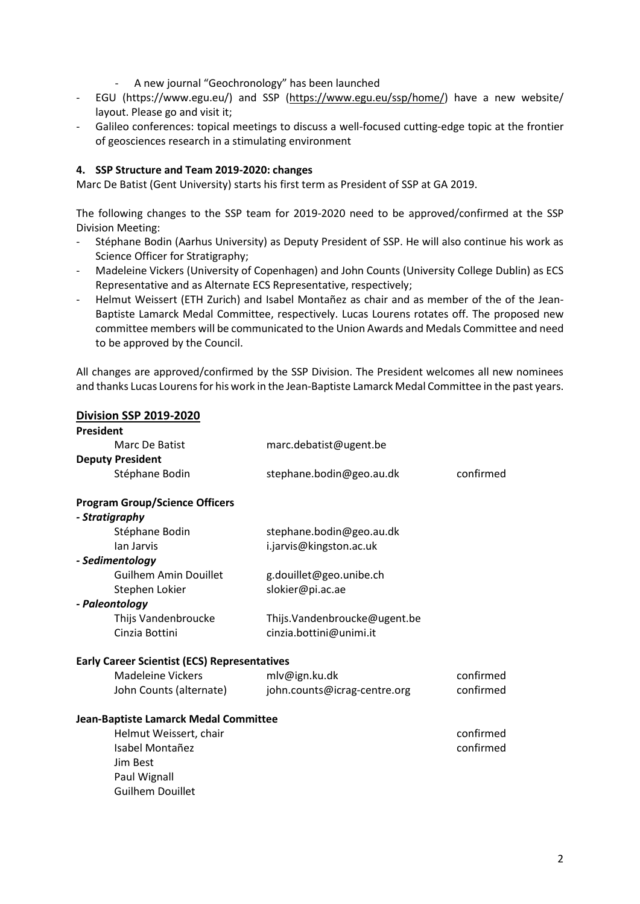- A new journal "Geochronology" has been launched
- EGU (https://www.egu.eu/) and SSP (https://www.egu.eu/ssp/home/) have a new website/ layout. Please go and visit it;
- Galileo conferences: topical meetings to discuss a well-focused cutting-edge topic at the frontier of geosciences research in a stimulating environment

**4. SSP Structure and Team 2019-2020: changes**

Marc De Batist (Gent University) starts his first term as President of SSP at GA 2019.

The following changes to the SSP team for 2019-2020 need to be approved/confirmed at the SSP Division Meeting:

- Stéphane Bodin (Aarhus University) as Deputy President of SSP. He will also continue his work as Science Officer for Stratigraphy;
- Madeleine Vickers (University of Copenhagen) and John Counts (University College Dublin) as ECS Representative and as Alternate ECS Representative, respectively;
- Helmut Weissert (ETH Zurich) and Isabel Montañez as chair and as member of the of the Jean-Baptiste Lamarck Medal Committee, respectively. Lucas Lourens rotates off. The proposed new committee members will be communicated to the Union Awards and Medals Committee and need to be approved by the Council.

All changes are approved/confirmed by the SSP Division. The President welcomes all new nominees and thanks Lucas Lourens for his work in the Jean-Baptiste Lamarck Medal Committee in the past years.

**<u>Division SSP 2019-2020</u>**

**President**

| | | |
|---|---|---|
| Marc De Batist | marc.debatist@ugent.be | |

**Deputy President**

| | | |
|---|---|---|
| Stéphane Bodin | stephane.bodin@geo.au.dk | confirmed |

**Program Group/Science Officers**

***- Stratigraphy***

| | |
|---|---|
| Stéphane Bodin | stephane.bodin@geo.au.dk |
| Ian Jarvis | i.jarvis@kingston.ac.uk |

***- Sedimentology***

| | |
|---|---|
| Guilhem Amin Douillet | g.douillet@geo.unibe.ch |
| Stephen Lokier | slokier@pi.ac.ae |

***- Paleontology***

| | |
|---|---|
| Thijs Vandenbroucke | Thijs.Vandenbroucke@ugent.be |
| Cinzia Bottini | cinzia.bottini@unimi.it |

**Early Career Scientist (ECS) Representatives**

| | | |
|---|---|---|
| Madeleine Vickers | mlv@ign.ku.dk | confirmed |
| John Counts (alternate) | john.counts@icrag-centre.org | confirmed |

**Jean-Baptiste Lamarck Medal Committee**

| | |
|---|---|
| Helmut Weissert, chair | confirmed |
| Isabel Montañez | confirmed |
| Jim Best | |
| Paul Wignall | |
| Guilhem Douillet | |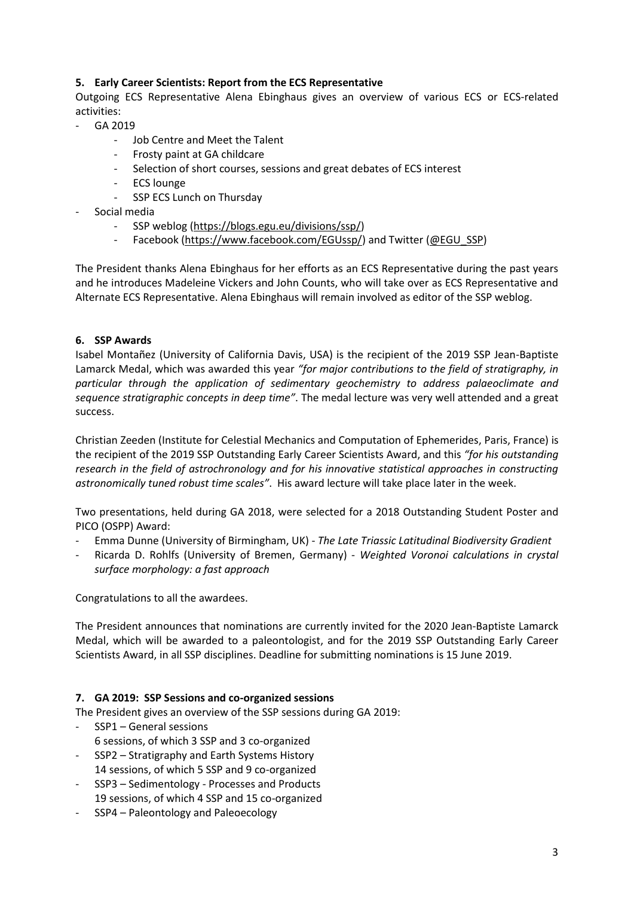### 5. Early Career Scientists: Report from the ECS Representative

Outgoing ECS Representative Alena Ebinghaus gives an overview of various ECS or ECS-related activities:

- GA 2019
    - Job Centre and Meet the Talent
    - Frosty paint at GA childcare
    - Selection of short courses, sessions and great debates of ECS interest
    - ECS lounge
    - SSP ECS Lunch on Thursday
- Social media
    - SSP weblog (https://blogs.egu.eu/divisions/ssp/)
    - Facebook (https://www.facebook.com/EGUssp/) and Twitter (@EGU_SSP)

The President thanks Alena Ebinghaus for her efforts as an ECS Representative during the past years and he introduces Madeleine Vickers and John Counts, who will take over as ECS Representative and Alternate ECS Representative. Alena Ebinghaus will remain involved as editor of the SSP weblog.

### 6. SSP Awards

Isabel Montañez (University of California Davis, USA) is the recipient of the 2019 SSP Jean-Baptiste Lamarck Medal, which was awarded this year *"for major contributions to the field of stratigraphy, in particular through the application of sedimentary geochemistry to address palaeoclimate and sequence stratigraphic concepts in deep time"*. The medal lecture was very well attended and a great success.

Christian Zeeden (Institute for Celestial Mechanics and Computation of Ephemerides, Paris, France) is the recipient of the 2019 SSP Outstanding Early Career Scientists Award, and this *"for his outstanding research in the field of astrochronology and for his innovative statistical approaches in constructing astronomically tuned robust time scales"*. His award lecture will take place later in the week.

Two presentations, held during GA 2018, were selected for a 2018 Outstanding Student Poster and PICO (OSPP) Award:

- Emma Dunne (University of Birmingham, UK) - *The Late Triassic Latitudinal Biodiversity Gradient*
- Ricarda D. Rohlfs (University of Bremen, Germany) - *Weighted Voronoi calculations in crystal surface morphology: a fast approach*

Congratulations to all the awardees.

The President announces that nominations are currently invited for the 2020 Jean-Baptiste Lamarck Medal, which will be awarded to a paleontologist, and for the 2019 SSP Outstanding Early Career Scientists Award, in all SSP disciplines. Deadline for submitting nominations is 15 June 2019.

### 7. GA 2019: SSP Sessions and co-organized sessions

The President gives an overview of the SSP sessions during GA 2019:

- SSP1 – General sessions
  6 sessions, of which 3 SSP and 3 co-organized
- SSP2 – Stratigraphy and Earth Systems History
  14 sessions, of which 5 SSP and 9 co-organized
- SSP3 – Sedimentology - Processes and Products
  19 sessions, of which 4 SSP and 15 co-organized
- SSP4 – Paleontology and Paleoecology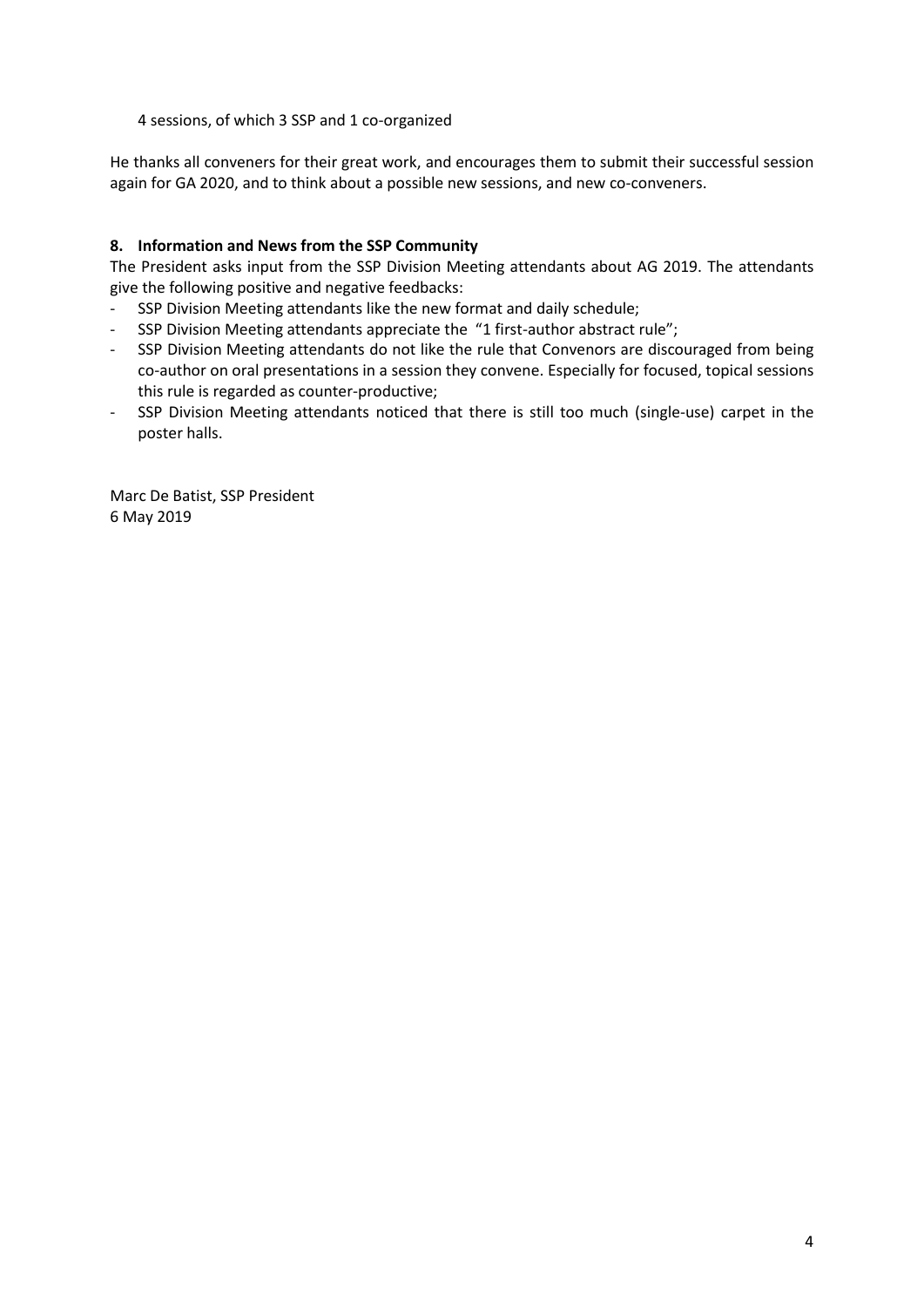4 sessions, of which 3 SSP and 1 co-organized

He thanks all conveners for their great work, and encourages them to submit their successful session again for GA 2020, and to think about a possible new sessions, and new co-conveners.

## 8. Information and News from the SSP Community

The President asks input from the SSP Division Meeting attendants about AG 2019. The attendants give the following positive and negative feedbacks:

- SSP Division Meeting attendants like the new format and daily schedule;
- SSP Division Meeting attendants appreciate the "1 first-author abstract rule";
- SSP Division Meeting attendants do not like the rule that Convenors are discouraged from being co-author on oral presentations in a session they convene. Especially for focused, topical sessions this rule is regarded as counter-productive;
- SSP Division Meeting attendants noticed that there is still too much (single-use) carpet in the poster halls.

Marc De Batist, SSP President
6 May 2019